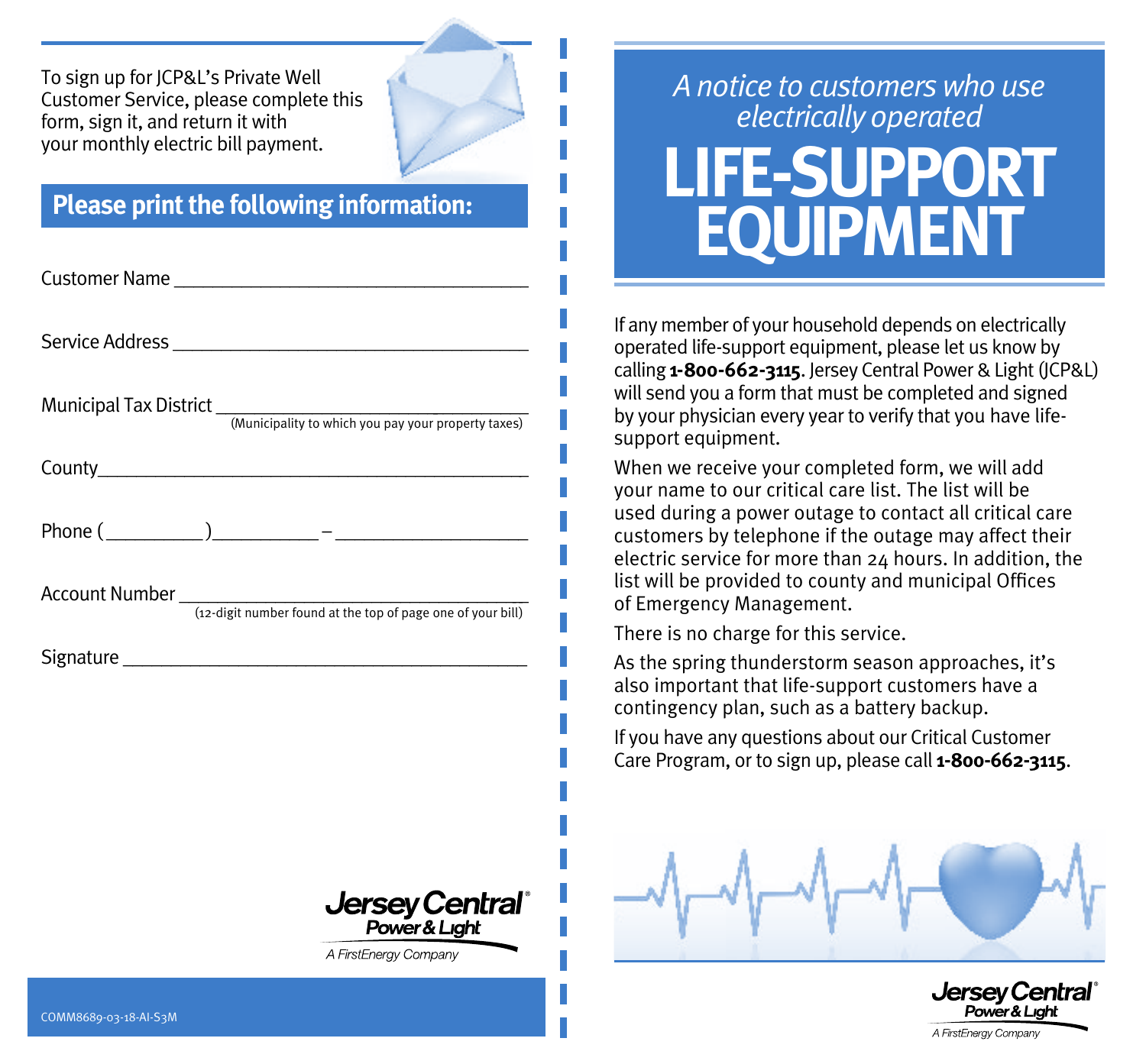To sign up for JCP&L's Private Well Customer Service, please complete this form, sign it, and return it with your monthly electric bill payment.

## Please print the following information:

Customer Name ___________________________________

Service Address ___________________________________

Municipal Tax District ___________________________________
(Municipality to which you pay your property taxes)

County ___________________________________

Phone (_________)__________ – __________________

Account Number ___________________________________
(12-digit number found at the top of page one of your bill)

Signature ___________________________________

Jersey Central Power & Light
A FirstEnergy Company

COMM8689-03-18-AI-S3M

*A notice to customers who use electrically operated*

# LIFE-SUPPORT EQUIPMENT

If any member of your household depends on electrically operated life-support equipment, please let us know by calling **1-800-662-3115**. Jersey Central Power & Light (JCP&L) will send you a form that must be completed and signed by your physician every year to verify that you have life-support equipment.

When we receive your completed form, we will add your name to our critical care list. The list will be used during a power outage to contact all critical care customers by telephone if the outage may affect their electric service for more than 24 hours. In addition, the list will be provided to county and municipal Offices of Emergency Management.

There is no charge for this service.

As the spring thunderstorm season approaches, it's also important that life-support customers have a contingency plan, such as a battery backup.

If you have any questions about our Critical Customer Care Program, or to sign up, please call **1-800-662-3115**.

Jersey Central Power & Light
A FirstEnergy Company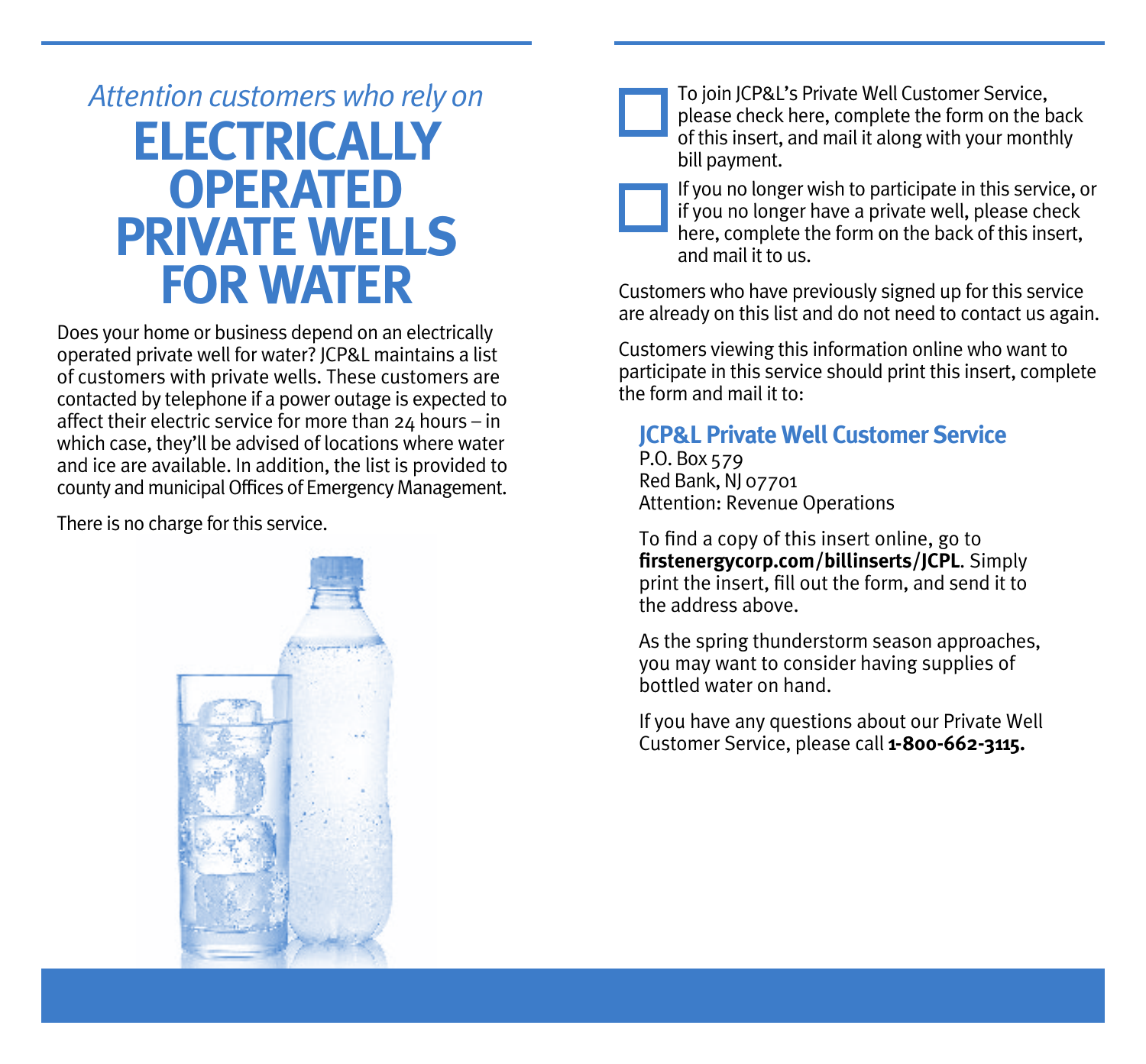*Attention customers who rely on*

# ELECTRICALLY OPERATED PRIVATE WELLS FOR WATER

Does your home or business depend on an electrically operated private well for water? JCP&L maintains a list of customers with private wells. These customers are contacted by telephone if a power outage is expected to affect their electric service for more than 24 hours – in which case, they'll be advised of locations where water and ice are available. In addition, the list is provided to county and municipal Offices of Emergency Management.

There is no charge for this service.

☐ To join JCP&L's Private Well Customer Service, please check here, complete the form on the back of this insert, and mail it along with your monthly bill payment.

☐ If you no longer wish to participate in this service, or if you no longer have a private well, please check here, complete the form on the back of this insert, and mail it to us.

Customers who have previously signed up for this service are already on this list and do not need to contact us again.

Customers viewing this information online who want to participate in this service should print this insert, complete the form and mail it to:

**JCP&L Private Well Customer Service**
P.O. Box 579
Red Bank, NJ 07701
Attention: Revenue Operations

To find a copy of this insert online, go to **firstenergycorp.com/billinserts/JCPL**. Simply print the insert, fill out the form, and send it to the address above.

As the spring thunderstorm season approaches, you may want to consider having supplies of bottled water on hand.

If you have any questions about our Private Well Customer Service, please call **1-800-662-3115.**